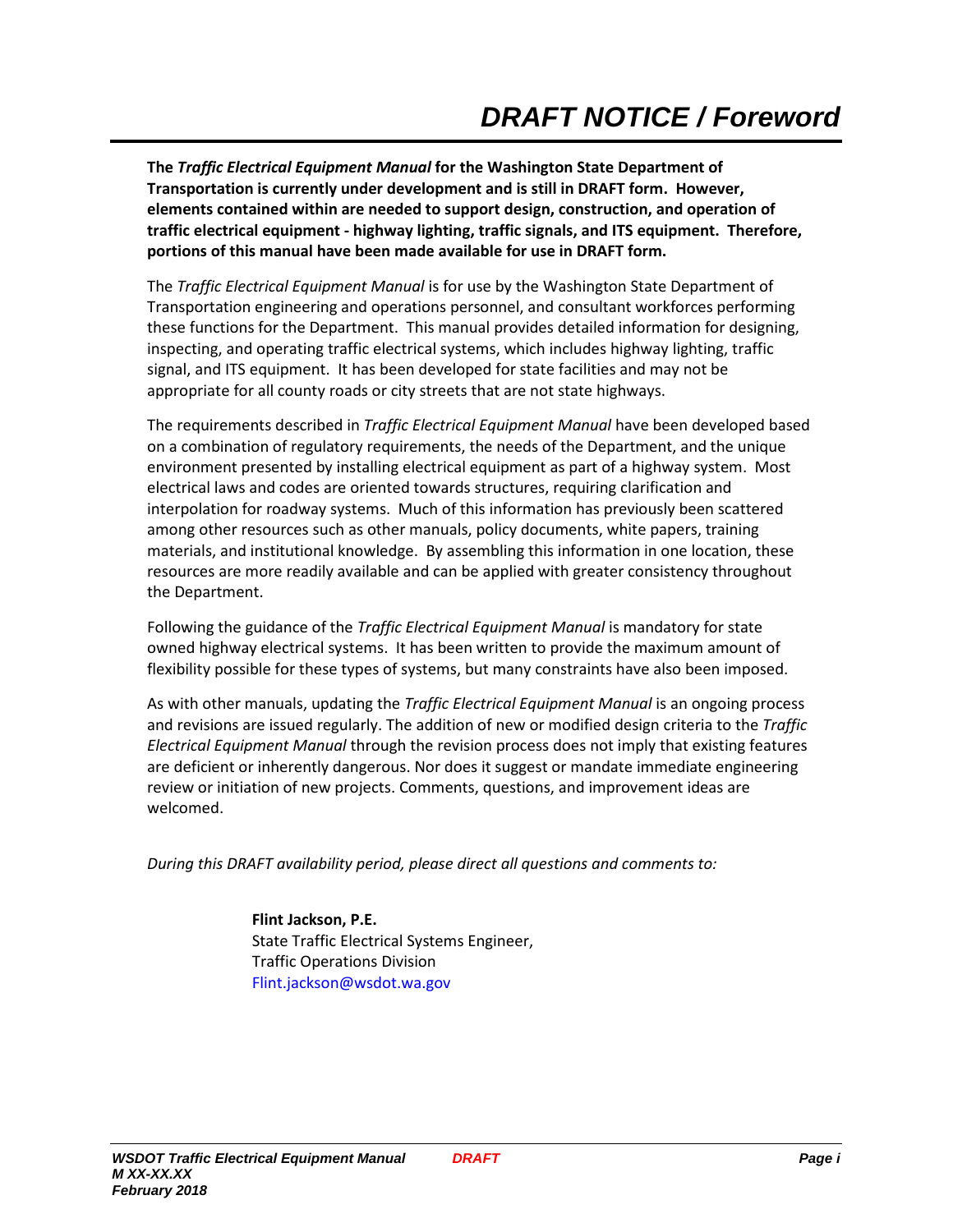# *DRAFT NOTICE / Foreword*

**The *Traffic Electrical Equipment Manual* for the Washington State Department of Transportation is currently under development and is still in DRAFT form. However, elements contained within are needed to support design, construction, and operation of traffic electrical equipment - highway lighting, traffic signals, and ITS equipment. Therefore, portions of this manual have been made available for use in DRAFT form.**

The *Traffic Electrical Equipment Manual* is for use by the Washington State Department of Transportation engineering and operations personnel, and consultant workforces performing these functions for the Department. This manual provides detailed information for designing, inspecting, and operating traffic electrical systems, which includes highway lighting, traffic signal, and ITS equipment. It has been developed for state facilities and may not be appropriate for all county roads or city streets that are not state highways.

The requirements described in *Traffic Electrical Equipment Manual* have been developed based on a combination of regulatory requirements, the needs of the Department, and the unique environment presented by installing electrical equipment as part of a highway system. Most electrical laws and codes are oriented towards structures, requiring clarification and interpolation for roadway systems. Much of this information has previously been scattered among other resources such as other manuals, policy documents, white papers, training materials, and institutional knowledge. By assembling this information in one location, these resources are more readily available and can be applied with greater consistency throughout the Department.

Following the guidance of the *Traffic Electrical Equipment Manual* is mandatory for state owned highway electrical systems. It has been written to provide the maximum amount of flexibility possible for these types of systems, but many constraints have also been imposed.

As with other manuals, updating the *Traffic Electrical Equipment Manual* is an ongoing process and revisions are issued regularly. The addition of new or modified design criteria to the *Traffic Electrical Equipment Manual* through the revision process does not imply that existing features are deficient or inherently dangerous. Nor does it suggest or mandate immediate engineering review or initiation of new projects. Comments, questions, and improvement ideas are welcomed.

*During this DRAFT availability period, please direct all questions and comments to:*

**Flint Jackson, P.E.**
State Traffic Electrical Systems Engineer,
Traffic Operations Division
Flint.jackson@wsdot.wa.gov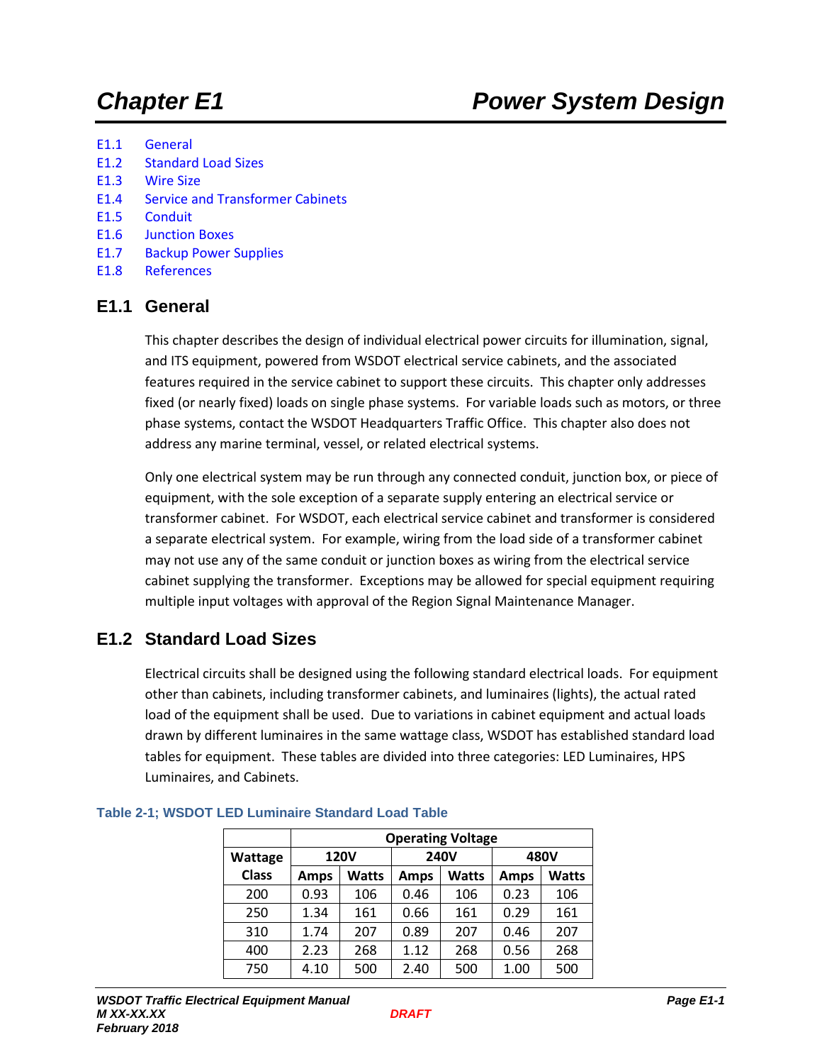# Chapter E1 Power System Design

E1.1 General
E1.2 Standard Load Sizes
E1.3 Wire Size
E1.4 Service and Transformer Cabinets
E1.5 Conduit
E1.6 Junction Boxes
E1.7 Backup Power Supplies
E1.8 References

## E1.1 General

This chapter describes the design of individual electrical power circuits for illumination, signal, and ITS equipment, powered from WSDOT electrical service cabinets, and the associated features required in the service cabinet to support these circuits. This chapter only addresses fixed (or nearly fixed) loads on single phase systems. For variable loads such as motors, or three phase systems, contact the WSDOT Headquarters Traffic Office. This chapter also does not address any marine terminal, vessel, or related electrical systems.

Only one electrical system may be run through any connected conduit, junction box, or piece of equipment, with the sole exception of a separate supply entering an electrical service or transformer cabinet. For WSDOT, each electrical service cabinet and transformer is considered a separate electrical system. For example, wiring from the load side of a transformer cabinet may not use any of the same conduit or junction boxes as wiring from the electrical service cabinet supplying the transformer. Exceptions may be allowed for special equipment requiring multiple input voltages with approval of the Region Signal Maintenance Manager.

## E1.2 Standard Load Sizes

Electrical circuits shall be designed using the following standard electrical loads. For equipment other than cabinets, including transformer cabinets, and luminaires (lights), the actual rated load of the equipment shall be used. Due to variations in cabinet equipment and actual loads drawn by different luminaires in the same wattage class, WSDOT has established standard load tables for equipment. These tables are divided into three categories: LED Luminaires, HPS Luminaires, and Cabinets.

**Table 2-1; WSDOT LED Luminaire Standard Load Table**

| | Operating Voltage | | | | | |
|---|---|---|---|---|---|---|
| Wattage | 120V | | 240V | | 480V | |
| Class | Amps | Watts | Amps | Watts | Amps | Watts |
| 200 | 0.93 | 106 | 0.46 | 106 | 0.23 | 106 |
| 250 | 1.34 | 161 | 0.66 | 161 | 0.29 | 161 |
| 310 | 1.74 | 207 | 0.89 | 207 | 0.46 | 207 |
| 400 | 2.23 | 268 | 1.12 | 268 | 0.56 | 268 |
| 750 | 4.10 | 500 | 2.40 | 500 | 1.00 | 500 |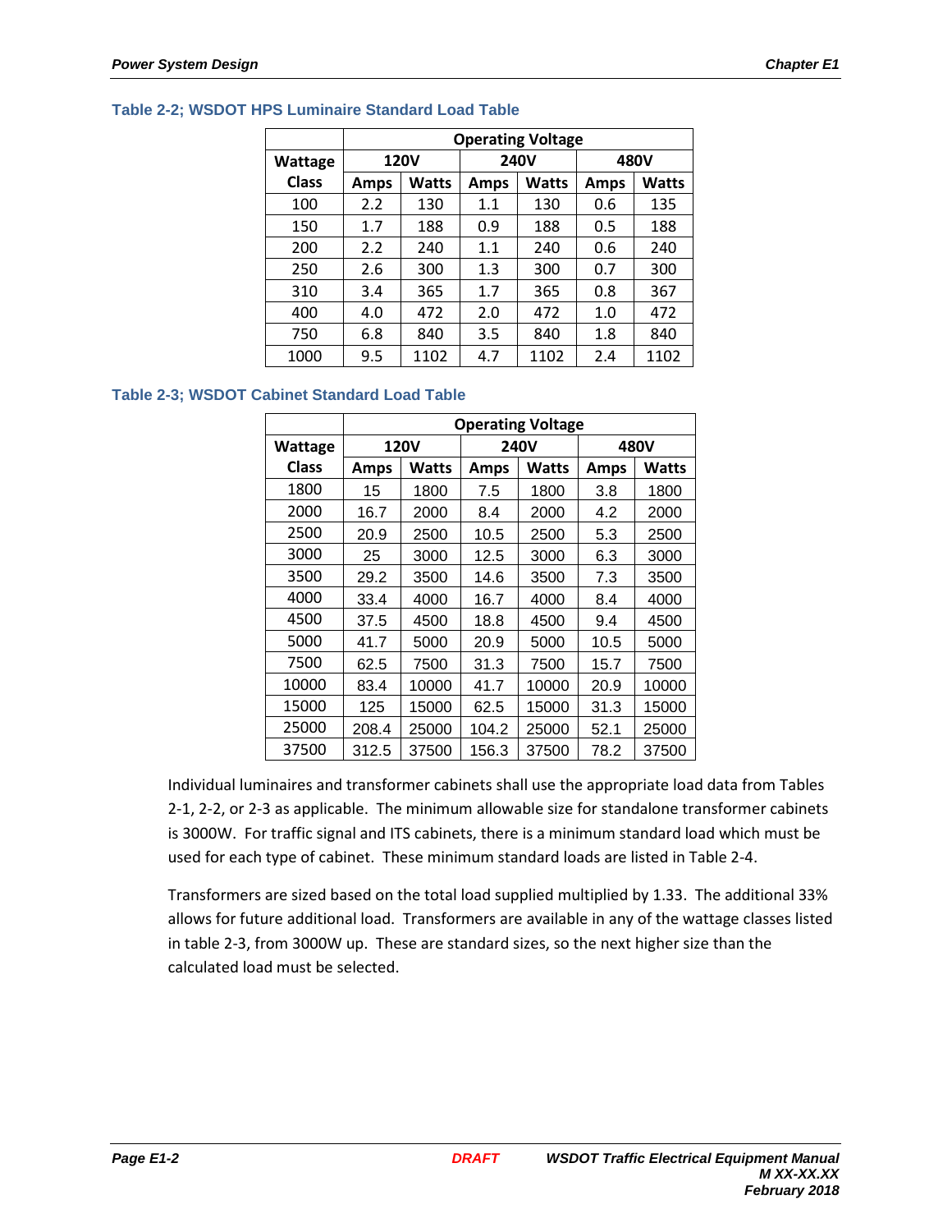### Table 2-2; WSDOT HPS Luminaire Standard Load Table

| Wattage Class | Operating Voltage | | | | | |
|---|---|---|---|---|---|---|
| | 120V | | 240V | | 480V | |
| | Amps | Watts | Amps | Watts | Amps | Watts |
| 100 | 2.2 | 130 | 1.1 | 130 | 0.6 | 135 |
| 150 | 1.7 | 188 | 0.9 | 188 | 0.5 | 188 |
| 200 | 2.2 | 240 | 1.1 | 240 | 0.6 | 240 |
| 250 | 2.6 | 300 | 1.3 | 300 | 0.7 | 300 |
| 310 | 3.4 | 365 | 1.7 | 365 | 0.8 | 367 |
| 400 | 4.0 | 472 | 2.0 | 472 | 1.0 | 472 |
| 750 | 6.8 | 840 | 3.5 | 840 | 1.8 | 840 |
| 1000 | 9.5 | 1102 | 4.7 | 1102 | 2.4 | 1102 |

### Table 2-3; WSDOT Cabinet Standard Load Table

| Wattage Class | Operating Voltage | | | | | |
|---|---|---|---|---|---|---|
| | 120V | | 240V | | 480V | |
| | Amps | Watts | Amps | Watts | Amps | Watts |
| 1800 | 15 | 1800 | 7.5 | 1800 | 3.8 | 1800 |
| 2000 | 16.7 | 2000 | 8.4 | 2000 | 4.2 | 2000 |
| 2500 | 20.9 | 2500 | 10.5 | 2500 | 5.3 | 2500 |
| 3000 | 25 | 3000 | 12.5 | 3000 | 6.3 | 3000 |
| 3500 | 29.2 | 3500 | 14.6 | 3500 | 7.3 | 3500 |
| 4000 | 33.4 | 4000 | 16.7 | 4000 | 8.4 | 4000 |
| 4500 | 37.5 | 4500 | 18.8 | 4500 | 9.4 | 4500 |
| 5000 | 41.7 | 5000 | 20.9 | 5000 | 10.5 | 5000 |
| 7500 | 62.5 | 7500 | 31.3 | 7500 | 15.7 | 7500 |
| 10000 | 83.4 | 10000 | 41.7 | 10000 | 20.9 | 10000 |
| 15000 | 125 | 15000 | 62.5 | 15000 | 31.3 | 15000 |
| 25000 | 208.4 | 25000 | 104.2 | 25000 | 52.1 | 25000 |
| 37500 | 312.5 | 37500 | 156.3 | 37500 | 78.2 | 37500 |

Individual luminaires and transformer cabinets shall use the appropriate load data from Tables 2-1, 2-2, or 2-3 as applicable. The minimum allowable size for standalone transformer cabinets is 3000W. For traffic signal and ITS cabinets, there is a minimum standard load which must be used for each type of cabinet. These minimum standard loads are listed in Table 2-4.

Transformers are sized based on the total load supplied multiplied by 1.33. The additional 33% allows for future additional load. Transformers are available in any of the wattage classes listed in table 2-3, from 3000W up. These are standard sizes, so the next higher size than the calculated load must be selected.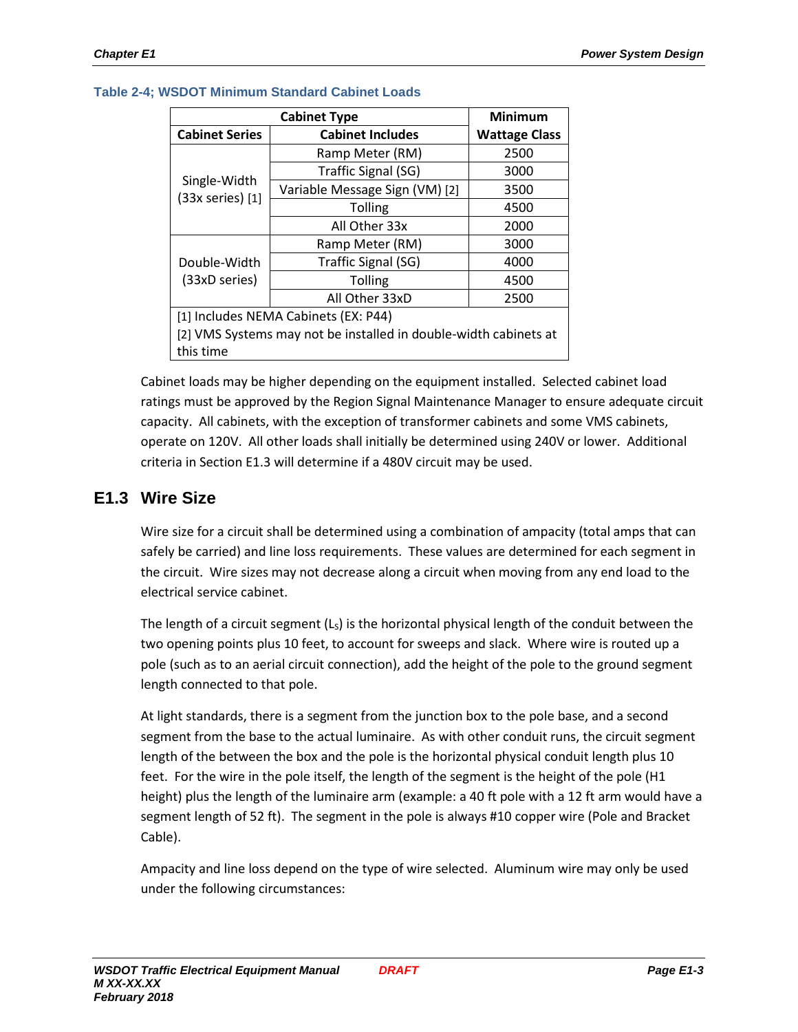**Table 2-4; WSDOT Minimum Standard Cabinet Loads**

| Cabinet Type | | Minimum |
|---|---|---|
| **Cabinet Series** | **Cabinet Includes** | **Wattage Class** |
| Single-Width (33x series) [1] | Ramp Meter (RM) | 2500 |
| | Traffic Signal (SG) | 3000 |
| | Variable Message Sign (VM) [2] | 3500 |
| | Tolling | 4500 |
| | All Other 33x | 2000 |
| Double-Width (33xD series) | Ramp Meter (RM) | 3000 |
| | Traffic Signal (SG) | 4000 |
| | Tolling | 4500 |
| | All Other 33xD | 2500 |

[1] Includes NEMA Cabinets (EX: P44)
[2] VMS Systems may not be installed in double-width cabinets at this time

Cabinet loads may be higher depending on the equipment installed. Selected cabinet load ratings must be approved by the Region Signal Maintenance Manager to ensure adequate circuit capacity. All cabinets, with the exception of transformer cabinets and some VMS cabinets, operate on 120V. All other loads shall initially be determined using 240V or lower. Additional criteria in Section E1.3 will determine if a 480V circuit may be used.

## E1.3 Wire Size

Wire size for a circuit shall be determined using a combination of ampacity (total amps that can safely be carried) and line loss requirements. These values are determined for each segment in the circuit. Wire sizes may not decrease along a circuit when moving from any end load to the electrical service cabinet.

The length of a circuit segment ($L_S$) is the horizontal physical length of the conduit between the two opening points plus 10 feet, to account for sweeps and slack. Where wire is routed up a pole (such as to an aerial circuit connection), add the height of the pole to the ground segment length connected to that pole.

At light standards, there is a segment from the junction box to the pole base, and a second segment from the base to the actual luminaire. As with other conduit runs, the circuit segment length of the between the box and the pole is the horizontal physical conduit length plus 10 feet. For the wire in the pole itself, the length of the segment is the height of the pole (H1 height) plus the length of the luminaire arm (example: a 40 ft pole with a 12 ft arm would have a segment length of 52 ft). The segment in the pole is always #10 copper wire (Pole and Bracket Cable).

Ampacity and line loss depend on the type of wire selected. Aluminum wire may only be used under the following circumstances: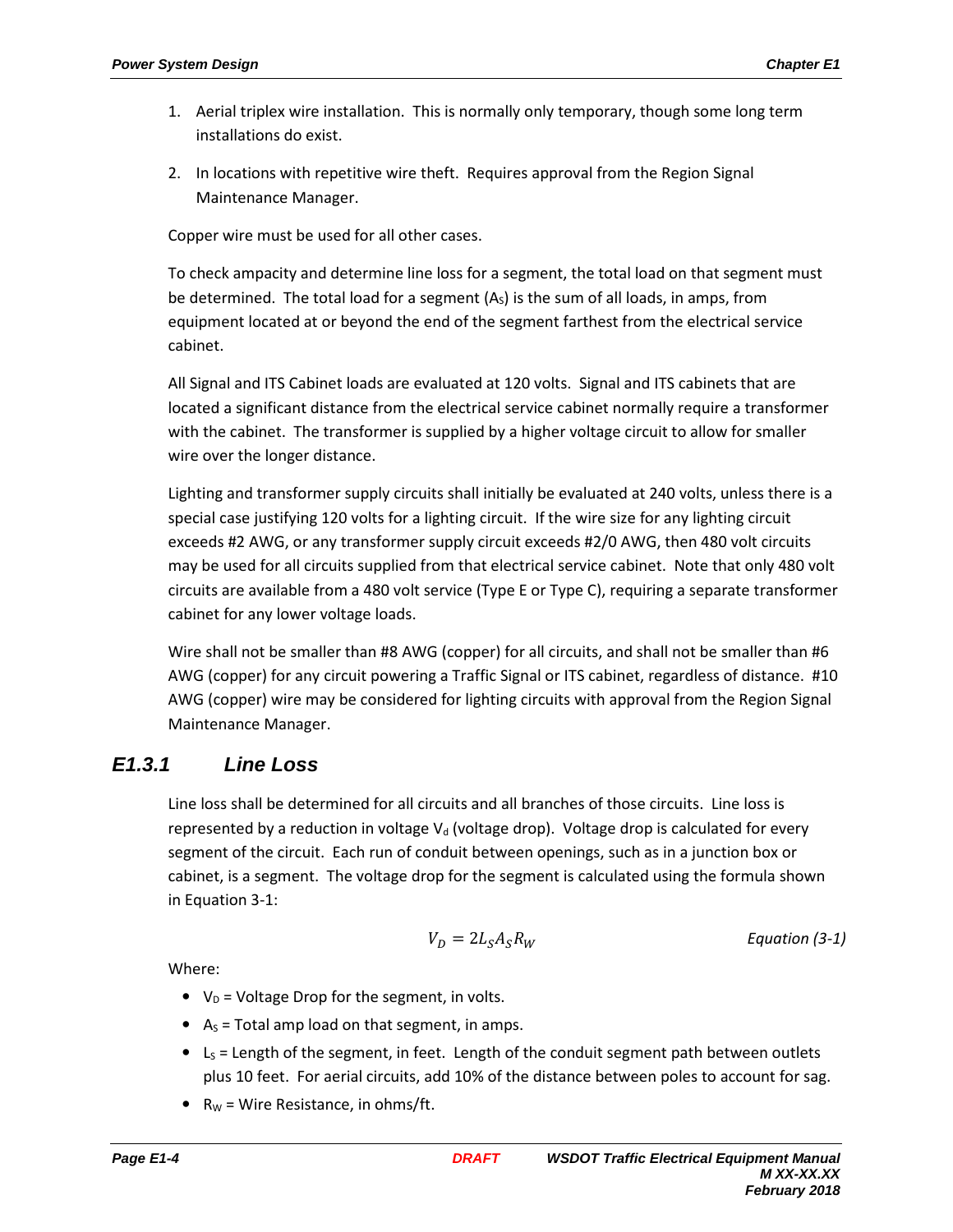1. Aerial triplex wire installation. This is normally only temporary, though some long term installations do exist.

2. In locations with repetitive wire theft. Requires approval from the Region Signal Maintenance Manager.

Copper wire must be used for all other cases.

To check ampacity and determine line loss for a segment, the total load on that segment must be determined. The total load for a segment ($A_S$) is the sum of all loads, in amps, from equipment located at or beyond the end of the segment farthest from the electrical service cabinet.

All Signal and ITS Cabinet loads are evaluated at 120 volts. Signal and ITS cabinets that are located a significant distance from the electrical service cabinet normally require a transformer with the cabinet. The transformer is supplied by a higher voltage circuit to allow for smaller wire over the longer distance.

Lighting and transformer supply circuits shall initially be evaluated at 240 volts, unless there is a special case justifying 120 volts for a lighting circuit. If the wire size for any lighting circuit exceeds #2 AWG, or any transformer supply circuit exceeds #2/0 AWG, then 480 volt circuits may be used for all circuits supplied from that electrical service cabinet. Note that only 480 volt circuits are available from a 480 volt service (Type E or Type C), requiring a separate transformer cabinet for any lower voltage loads.

Wire shall not be smaller than #8 AWG (copper) for all circuits, and shall not be smaller than #6 AWG (copper) for any circuit powering a Traffic Signal or ITS cabinet, regardless of distance. #10 AWG (copper) wire may be considered for lighting circuits with approval from the Region Signal Maintenance Manager.

### *E1.3.1 Line Loss*

Line loss shall be determined for all circuits and all branches of those circuits. Line loss is represented by a reduction in voltage $V_d$ (voltage drop). Voltage drop is calculated for every segment of the circuit. Each run of conduit between openings, such as in a junction box or cabinet, is a segment. The voltage drop for the segment is calculated using the formula shown in Equation 3-1:

$$V_D = 2L_S A_S R_W \qquad \text{Equation (3-1)}$$

Where:

- $V_D$ = Voltage Drop for the segment, in volts.
- $A_S$ = Total amp load on that segment, in amps.
- $L_S$ = Length of the segment, in feet. Length of the conduit segment path between outlets plus 10 feet. For aerial circuits, add 10% of the distance between poles to account for sag.
- $R_W$ = Wire Resistance, in ohms/ft.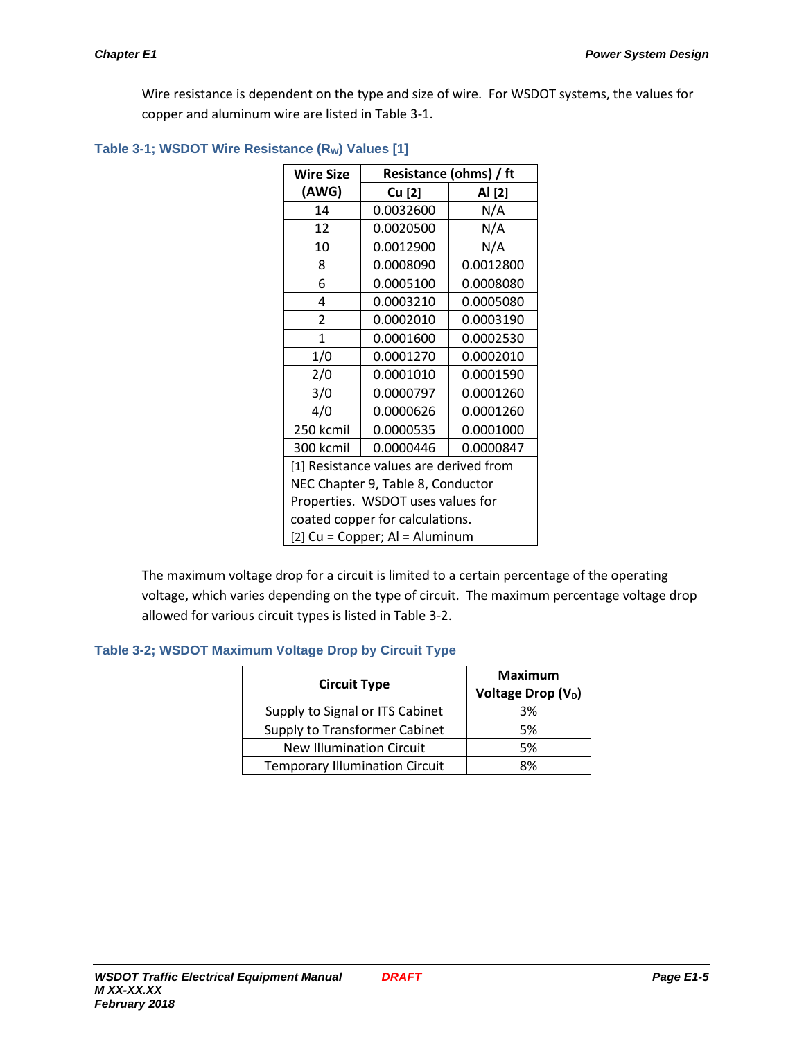Wire resistance is dependent on the type and size of wire. For WSDOT systems, the values for copper and aluminum wire are listed in Table 3-1.

**Table 3-1; WSDOT Wire Resistance ($R_W$) Values [1]**

| Wire Size (AWG) | Resistance (ohms) / ft | |
|---|---|---|
| | Cu [2] | Al [2] |
| 14 | 0.0032600 | N/A |
| 12 | 0.0020500 | N/A |
| 10 | 0.0012900 | N/A |
| 8 | 0.0008090 | 0.0012800 |
| 6 | 0.0005100 | 0.0008080 |
| 4 | 0.0003210 | 0.0005080 |
| 2 | 0.0002010 | 0.0003190 |
| 1 | 0.0001600 | 0.0002530 |
| 1/0 | 0.0001270 | 0.0002010 |
| 2/0 | 0.0001010 | 0.0001590 |
| 3/0 | 0.0000797 | 0.0001260 |
| 4/0 | 0.0000626 | 0.0001260 |
| 250 kcmil | 0.0000535 | 0.0001000 |
| 300 kcmil | 0.0000446 | 0.0000847 |

[1] Resistance values are derived from NEC Chapter 9, Table 8, Conductor Properties. WSDOT uses values for coated copper for calculations.
[2] Cu = Copper; Al = Aluminum

The maximum voltage drop for a circuit is limited to a certain percentage of the operating voltage, which varies depending on the type of circuit. The maximum percentage voltage drop allowed for various circuit types is listed in Table 3-2.

**Table 3-2; WSDOT Maximum Voltage Drop by Circuit Type**

| Circuit Type | Maximum Voltage Drop ($V_D$) |
|---|---|
| Supply to Signal or ITS Cabinet | 3% |
| Supply to Transformer Cabinet | 5% |
| New Illumination Circuit | 5% |
| Temporary Illumination Circuit | 8% |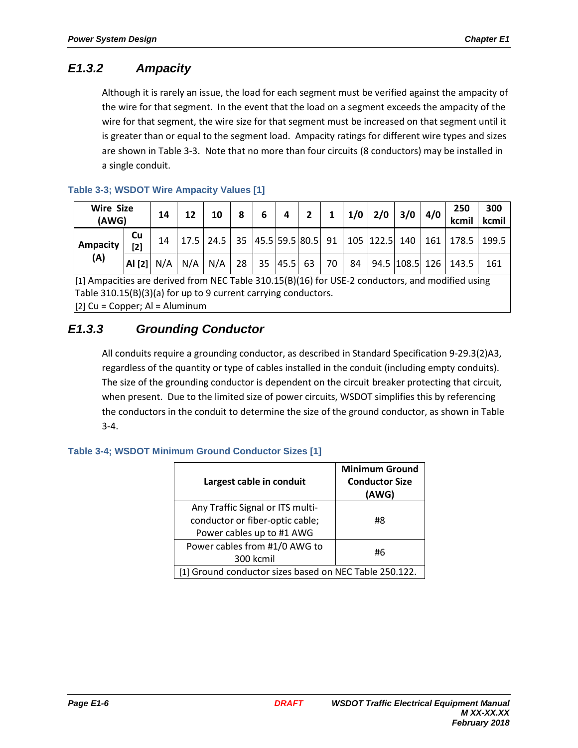## E1.3.2 Ampacity

Although it is rarely an issue, the load for each segment must be verified against the ampacity of the wire for that segment. In the event that the load on a segment exceeds the ampacity of the wire for that segment, the wire size for that segment must be increased on that segment until it is greater than or equal to the segment load. Ampacity ratings for different wire types and sizes are shown in Table 3-3. Note that no more than four circuits (8 conductors) may be installed in a single conduit.

**Table 3-3; WSDOT Wire Ampacity Values [1]**

| Wire Size (AWG) | | 14 | 12 | 10 | 8 | 6 | 4 | 2 | 1 | 1/0 | 2/0 | 3/0 | 4/0 | 250 kcmil | 300 kcmil |
|---|---|---|---|---|---|---|---|---|---|---|---|---|---|---|---|
| Ampacity (A) | Cu [2] | 14 | 17.5 | 24.5 | 35 | 45.5 | 59.5 | 80.5 | 91 | 105 | 122.5 | 140 | 161 | 178.5 | 199.5 |
| | Al [2] | N/A | N/A | N/A | 28 | 35 | 45.5 | 63 | 70 | 84 | 94.5 | 108.5 | 126 | 143.5 | 161 |

[1] Ampacities are derived from NEC Table 310.15(B)(16) for USE-2 conductors, and modified using Table 310.15(B)(3)(a) for up to 9 current carrying conductors.
[2] Cu = Copper; Al = Aluminum

## E1.3.3 Grounding Conductor

All conduits require a grounding conductor, as described in Standard Specification 9-29.3(2)A3, regardless of the quantity or type of cables installed in the conduit (including empty conduits). The size of the grounding conductor is dependent on the circuit breaker protecting that circuit, when present. Due to the limited size of power circuits, WSDOT simplifies this by referencing the conductors in the conduit to determine the size of the ground conductor, as shown in Table 3-4.

**Table 3-4; WSDOT Minimum Ground Conductor Sizes [1]**

| Largest cable in conduit | Minimum Ground Conductor Size (AWG) |
|---|---|
| Any Traffic Signal or ITS multi-conductor or fiber-optic cable; Power cables up to #1 AWG | #8 |
| Power cables from #1/0 AWG to 300 kcmil | #6 |

[1] Ground conductor sizes based on NEC Table 250.122.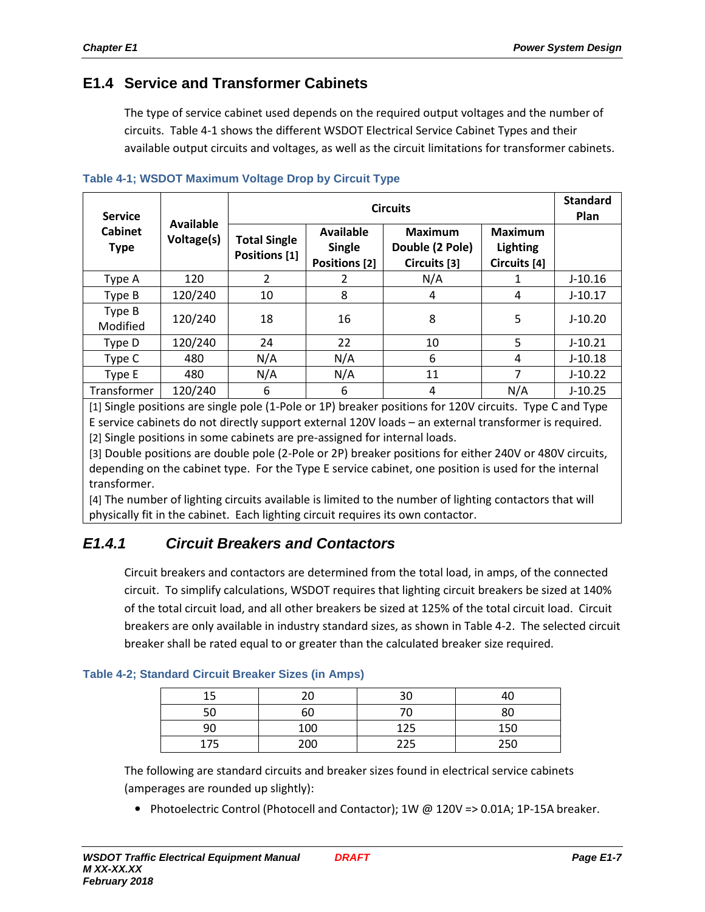## E1.4 Service and Transformer Cabinets

The type of service cabinet used depends on the required output voltages and the number of circuits. Table 4-1 shows the different WSDOT Electrical Service Cabinet Types and their available output circuits and voltages, as well as the circuit limitations for transformer cabinets.

**Table 4-1; WSDOT Maximum Voltage Drop by Circuit Type**

| Service Cabinet Type | Available Voltage(s) | Circuits | | | | Standard Plan |
|---|---|---|---|---|---|---|
| | | Total Single Positions [1] | Available Single Positions [2] | Maximum Double (2 Pole) Circuits [3] | Maximum Lighting Circuits [4] | |
| Type A | 120 | 2 | 2 | N/A | 1 | J-10.16 |
| Type B | 120/240 | 10 | 8 | 4 | 4 | J-10.17 |
| Type B Modified | 120/240 | 18 | 16 | 8 | 5 | J-10.20 |
| Type D | 120/240 | 24 | 22 | 10 | 5 | J-10.21 |
| Type C | 480 | N/A | N/A | 6 | 4 | J-10.18 |
| Type E | 480 | N/A | N/A | 11 | 7 | J-10.22 |
| Transformer | 120/240 | 6 | 6 | 4 | N/A | J-10.25 |

[1] Single positions are single pole (1-Pole or 1P) breaker positions for 120V circuits. Type C and Type E service cabinets do not directly support external 120V loads – an external transformer is required.
[2] Single positions in some cabinets are pre-assigned for internal loads.
[3] Double positions are double pole (2-Pole or 2P) breaker positions for either 240V or 480V circuits, depending on the cabinet type. For the Type E service cabinet, one position is used for the internal transformer.
[4] The number of lighting circuits available is limited to the number of lighting contactors that will physically fit in the cabinet. Each lighting circuit requires its own contactor.

### *E1.4.1 Circuit Breakers and Contactors*

Circuit breakers and contactors are determined from the total load, in amps, of the connected circuit. To simplify calculations, WSDOT requires that lighting circuit breakers be sized at 140% of the total circuit load, and all other breakers be sized at 125% of the total circuit load. Circuit breakers are only available in industry standard sizes, as shown in Table 4-2. The selected circuit breaker shall be rated equal to or greater than the calculated breaker size required.

**Table 4-2; Standard Circuit Breaker Sizes (in Amps)**

| | | | |
|---|---|---|---|
| 15 | 20 | 30 | 40 |
| 50 | 60 | 70 | 80 |
| 90 | 100 | 125 | 150 |
| 175 | 200 | 225 | 250 |

The following are standard circuits and breaker sizes found in electrical service cabinets (amperages are rounded up slightly):

- Photoelectric Control (Photocell and Contactor); 1W @ 120V => 0.01A; 1P-15A breaker.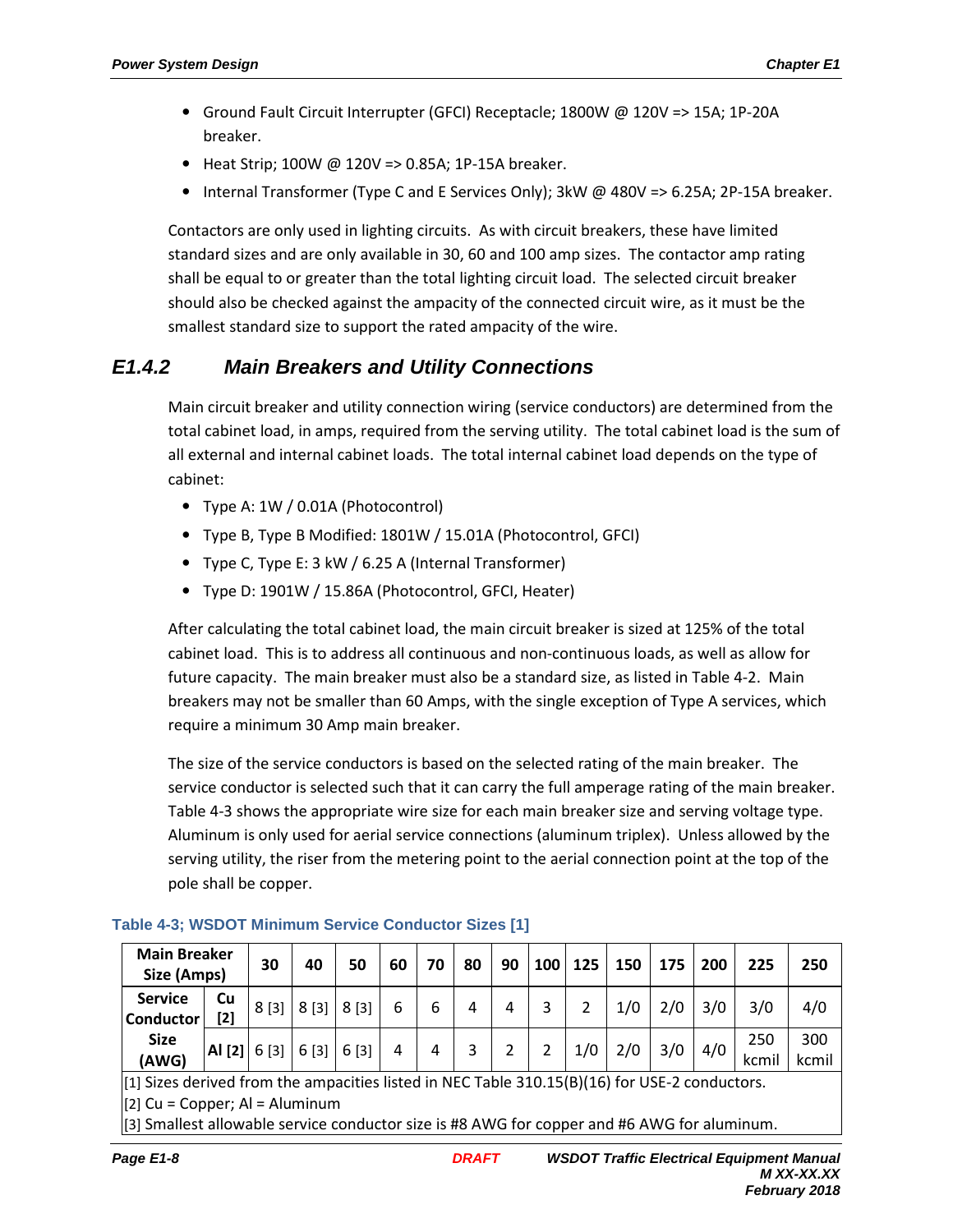- Ground Fault Circuit Interrupter (GFCI) Receptacle; 1800W @ 120V => 15A; 1P-20A breaker.
- Heat Strip; 100W @ 120V => 0.85A; 1P-15A breaker.
- Internal Transformer (Type C and E Services Only); 3kW @ 480V => 6.25A; 2P-15A breaker.

Contactors are only used in lighting circuits. As with circuit breakers, these have limited standard sizes and are only available in 30, 60 and 100 amp sizes. The contactor amp rating shall be equal to or greater than the total lighting circuit load. The selected circuit breaker should also be checked against the ampacity of the connected circuit wire, as it must be the smallest standard size to support the rated ampacity of the wire.

### E1.4.2 Main Breakers and Utility Connections

Main circuit breaker and utility connection wiring (service conductors) are determined from the total cabinet load, in amps, required from the serving utility. The total cabinet load is the sum of all external and internal cabinet loads. The total internal cabinet load depends on the type of cabinet:

- Type A: 1W / 0.01A (Photocontrol)
- Type B, Type B Modified: 1801W / 15.01A (Photocontrol, GFCI)
- Type C, Type E: 3 kW / 6.25 A (Internal Transformer)
- Type D: 1901W / 15.86A (Photocontrol, GFCI, Heater)

After calculating the total cabinet load, the main circuit breaker is sized at 125% of the total cabinet load. This is to address all continuous and non-continuous loads, as well as allow for future capacity. The main breaker must also be a standard size, as listed in Table 4-2. Main breakers may not be smaller than 60 Amps, with the single exception of Type A services, which require a minimum 30 Amp main breaker.

The size of the service conductors is based on the selected rating of the main breaker. The service conductor is selected such that it can carry the full amperage rating of the main breaker. Table 4-3 shows the appropriate wire size for each main breaker size and serving voltage type. Aluminum is only used for aerial service connections (aluminum triplex). Unless allowed by the serving utility, the riser from the metering point to the aerial connection point at the top of the pole shall be copper.

**Table 4-3; WSDOT Minimum Service Conductor Sizes [1]**

| Main Breaker Size (Amps) | | 30 | 40 | 50 | 60 | 70 | 80 | 90 | 100 | 125 | 150 | 175 | 200 | 225 | 250 |
|---|---|---|---|---|---|---|---|---|---|---|---|---|---|---|---|
| Service Conductor Size (AWG) | Cu [2] | 8 [3] | 8 [3] | 8 [3] | 6 | 6 | 4 | 4 | 3 | 2 | 1/0 | 2/0 | 3/0 | 3/0 | 4/0 |
| | Al [2] | 6 [3] | 6 [3] | 6 [3] | 4 | 4 | 3 | 2 | 2 | 1/0 | 2/0 | 3/0 | 4/0 | 250 kcmil | 300 kcmil |

[1] Sizes derived from the ampacities listed in NEC Table 310.15(B)(16) for USE-2 conductors.
[2] Cu = Copper; Al = Aluminum
[3] Smallest allowable service conductor size is #8 AWG for copper and #6 AWG for aluminum.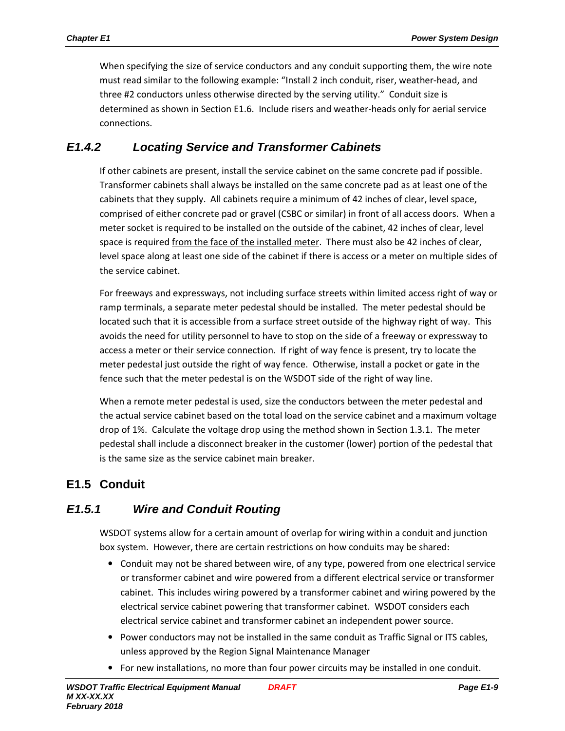When specifying the size of service conductors and any conduit supporting them, the wire note must read similar to the following example: "Install 2 inch conduit, riser, weather-head, and three #2 conductors unless otherwise directed by the serving utility." Conduit size is determined as shown in Section E1.6. Include risers and weather-heads only for aerial service connections.

### *E1.4.2 Locating Service and Transformer Cabinets*

If other cabinets are present, install the service cabinet on the same concrete pad if possible. Transformer cabinets shall always be installed on the same concrete pad as at least one of the cabinets that they supply. All cabinets require a minimum of 42 inches of clear, level space, comprised of either concrete pad or gravel (CSBC or similar) in front of all access doors. When a meter socket is required to be installed on the outside of the cabinet, 42 inches of clear, level space is required <u>from the face of the installed meter</u>. There must also be 42 inches of clear, level space along at least one side of the cabinet if there is access or a meter on multiple sides of the service cabinet.

For freeways and expressways, not including surface streets within limited access right of way or ramp terminals, a separate meter pedestal should be installed. The meter pedestal should be located such that it is accessible from a surface street outside of the highway right of way. This avoids the need for utility personnel to have to stop on the side of a freeway or expressway to access a meter or their service connection. If right of way fence is present, try to locate the meter pedestal just outside the right of way fence. Otherwise, install a pocket or gate in the fence such that the meter pedestal is on the WSDOT side of the right of way line.

When a remote meter pedestal is used, size the conductors between the meter pedestal and the actual service cabinet based on the total load on the service cabinet and a maximum voltage drop of 1%. Calculate the voltage drop using the method shown in Section 1.3.1. The meter pedestal shall include a disconnect breaker in the customer (lower) portion of the pedestal that is the same size as the service cabinet main breaker.

## E1.5 Conduit

### *E1.5.1 Wire and Conduit Routing*

WSDOT systems allow for a certain amount of overlap for wiring within a conduit and junction box system. However, there are certain restrictions on how conduits may be shared:

- Conduit may not be shared between wire, of any type, powered from one electrical service or transformer cabinet and wire powered from a different electrical service or transformer cabinet. This includes wiring powered by a transformer cabinet and wiring powered by the electrical service cabinet powering that transformer cabinet. WSDOT considers each electrical service cabinet and transformer cabinet an independent power source.
- Power conductors may not be installed in the same conduit as Traffic Signal or ITS cables, unless approved by the Region Signal Maintenance Manager
- For new installations, no more than four power circuits may be installed in one conduit.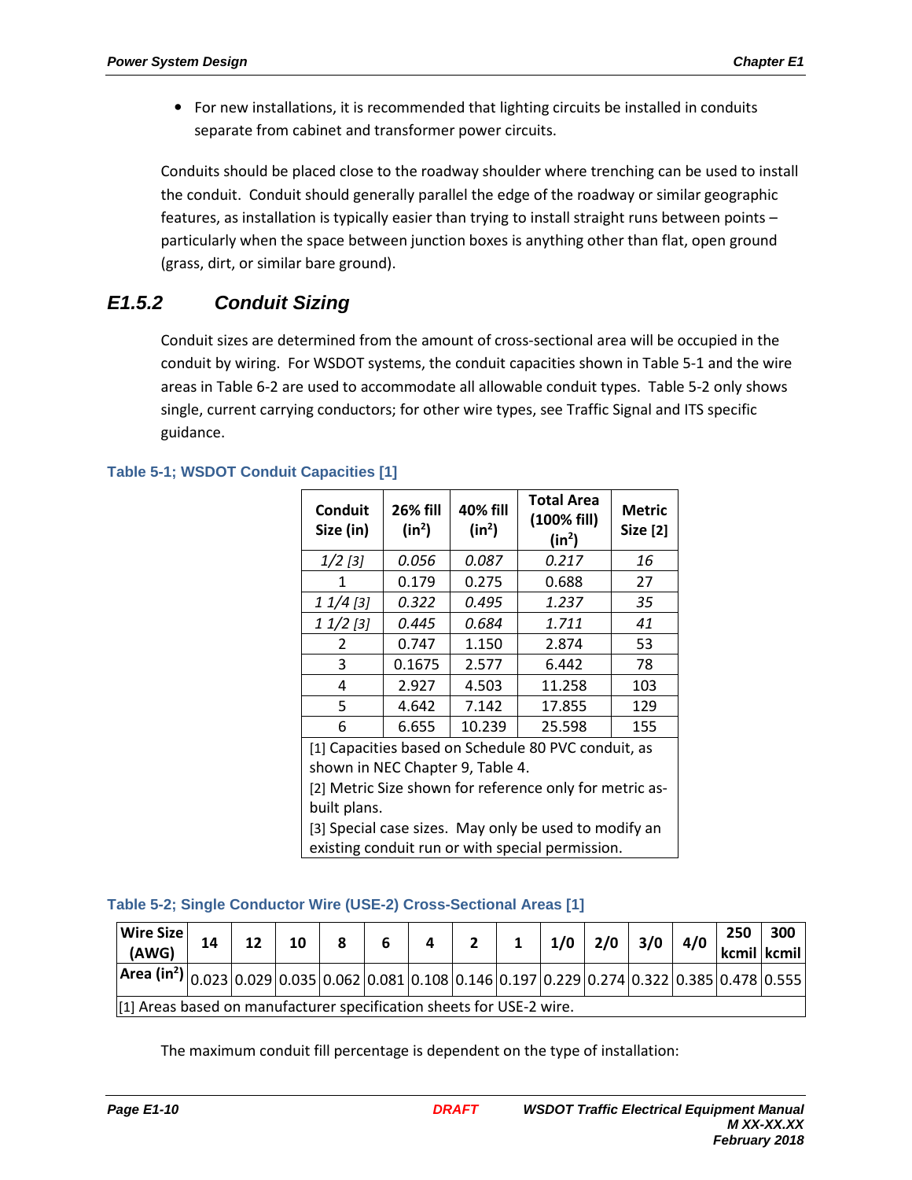- For new installations, it is recommended that lighting circuits be installed in conduits separate from cabinet and transformer power circuits.

Conduits should be placed close to the roadway shoulder where trenching can be used to install the conduit. Conduit should generally parallel the edge of the roadway or similar geographic features, as installation is typically easier than trying to install straight runs between points – particularly when the space between junction boxes is anything other than flat, open ground (grass, dirt, or similar bare ground).

## E1.5.2 Conduit Sizing

Conduit sizes are determined from the amount of cross-sectional area will be occupied in the conduit by wiring. For WSDOT systems, the conduit capacities shown in Table 5-1 and the wire areas in Table 6-2 are used to accommodate all allowable conduit types. Table 5-2 only shows single, current carrying conductors; for other wire types, see Traffic Signal and ITS specific guidance.

**Table 5-1; WSDOT Conduit Capacities [1]**

| Conduit Size (in) | 26% fill ($in^2$) | 40% fill ($in^2$) | Total Area (100% fill) ($in^2$) | Metric Size [2] |
|---|---|---|---|---|
| *1/2 [3]* | *0.056* | *0.087* | *0.217* | *16* |
| 1 | 0.179 | 0.275 | 0.688 | 27 |
| *1 1/4 [3]* | *0.322* | *0.495* | *1.237* | *35* |
| *1 1/2 [3]* | *0.445* | *0.684* | *1.711* | *41* |
| 2 | 0.747 | 1.150 | 2.874 | 53 |
| 3 | 0.1675 | 2.577 | 6.442 | 78 |
| 4 | 2.927 | 4.503 | 11.258 | 103 |
| 5 | 4.642 | 7.142 | 17.855 | 129 |
| 6 | 6.655 | 10.239 | 25.598 | 155 |

[1] Capacities based on Schedule 80 PVC conduit, as shown in NEC Chapter 9, Table 4.
[2] Metric Size shown for reference only for metric as-built plans.
[3] Special case sizes. May only be used to modify an existing conduit run or with special permission.

**Table 5-2; Single Conductor Wire (USE-2) Cross-Sectional Areas [1]**

| Wire Size (AWG) | 14 | 12 | 10 | 8 | 6 | 4 | 2 | 1 | 1/0 | 2/0 | 3/0 | 4/0 | 250 kcmil | 300 kcmil |
|---|---|---|---|---|---|---|---|---|---|---|---|---|---|---|
| Area ($in^2$) | 0.023 | 0.029 | 0.035 | 0.062 | 0.081 | 0.108 | 0.146 | 0.197 | 0.229 | 0.274 | 0.322 | 0.385 | 0.478 | 0.555 |

[1] Areas based on manufacturer specification sheets for USE-2 wire.

The maximum conduit fill percentage is dependent on the type of installation: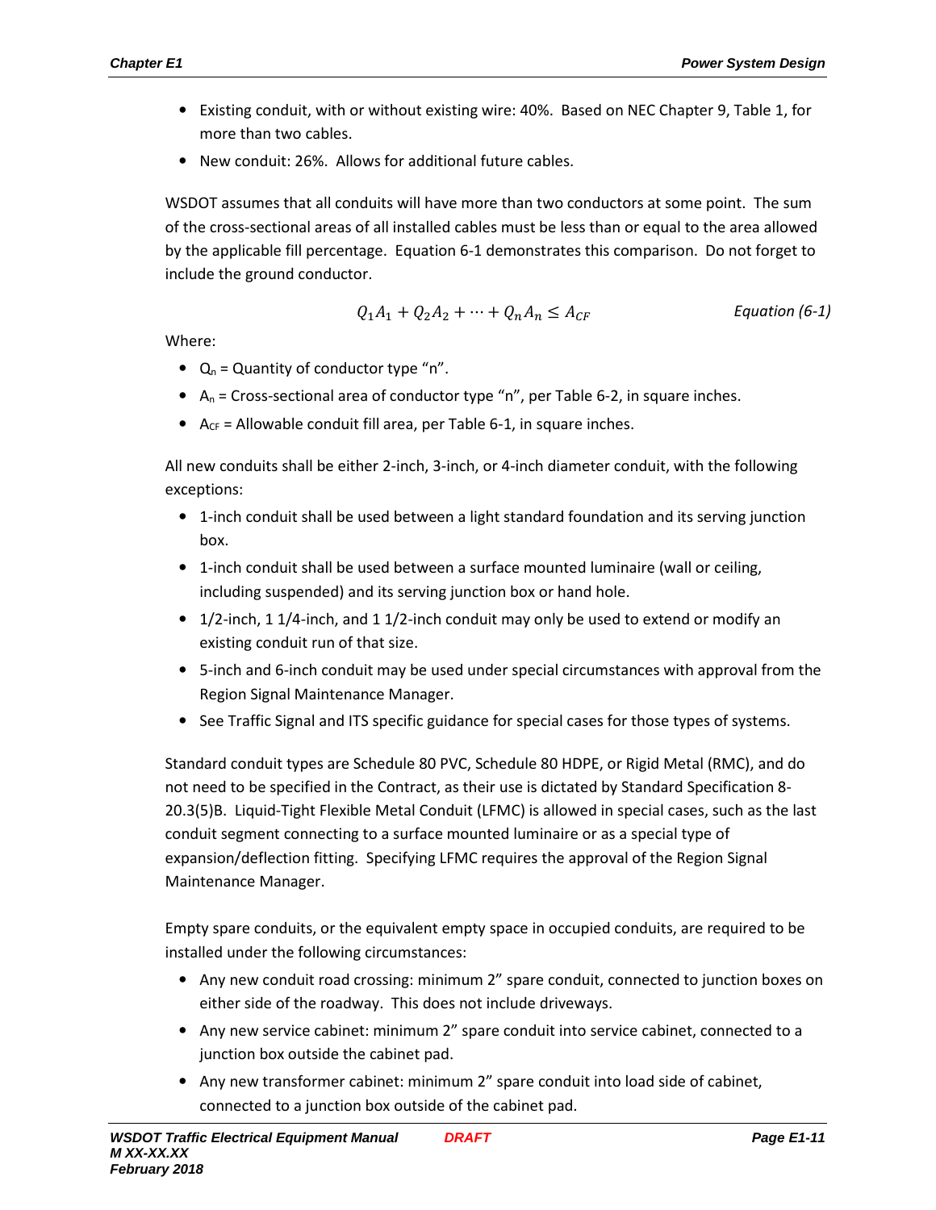- Existing conduit, with or without existing wire: 40%. Based on NEC Chapter 9, Table 1, for more than two cables.
- New conduit: 26%. Allows for additional future cables.

WSDOT assumes that all conduits will have more than two conductors at some point. The sum of the cross-sectional areas of all installed cables must be less than or equal to the area allowed by the applicable fill percentage. Equation 6-1 demonstrates this comparison. Do not forget to include the ground conductor.

$$Q_1 A_1 + Q_2 A_2 + \cdots + Q_n A_n \leq A_{CF} \qquad \textit{Equation (6-1)}$$

Where:

- $Q_n$ = Quantity of conductor type "n".
- $A_n$ = Cross-sectional area of conductor type "n", per Table 6-2, in square inches.
- $A_{CF}$ = Allowable conduit fill area, per Table 6-1, in square inches.

All new conduits shall be either 2-inch, 3-inch, or 4-inch diameter conduit, with the following exceptions:

- 1-inch conduit shall be used between a light standard foundation and its serving junction box.
- 1-inch conduit shall be used between a surface mounted luminaire (wall or ceiling, including suspended) and its serving junction box or hand hole.
- 1/2-inch, 1 1/4-inch, and 1 1/2-inch conduit may only be used to extend or modify an existing conduit run of that size.
- 5-inch and 6-inch conduit may be used under special circumstances with approval from the Region Signal Maintenance Manager.
- See Traffic Signal and ITS specific guidance for special cases for those types of systems.

Standard conduit types are Schedule 80 PVC, Schedule 80 HDPE, or Rigid Metal (RMC), and do not need to be specified in the Contract, as their use is dictated by Standard Specification 8-20.3(5)B. Liquid-Tight Flexible Metal Conduit (LFMC) is allowed in special cases, such as the last conduit segment connecting to a surface mounted luminaire or as a special type of expansion/deflection fitting. Specifying LFMC requires the approval of the Region Signal Maintenance Manager.

Empty spare conduits, or the equivalent empty space in occupied conduits, are required to be installed under the following circumstances:

- Any new conduit road crossing: minimum 2" spare conduit, connected to junction boxes on either side of the roadway. This does not include driveways.
- Any new service cabinet: minimum 2" spare conduit into service cabinet, connected to a junction box outside the cabinet pad.
- Any new transformer cabinet: minimum 2" spare conduit into load side of cabinet, connected to a junction box outside of the cabinet pad.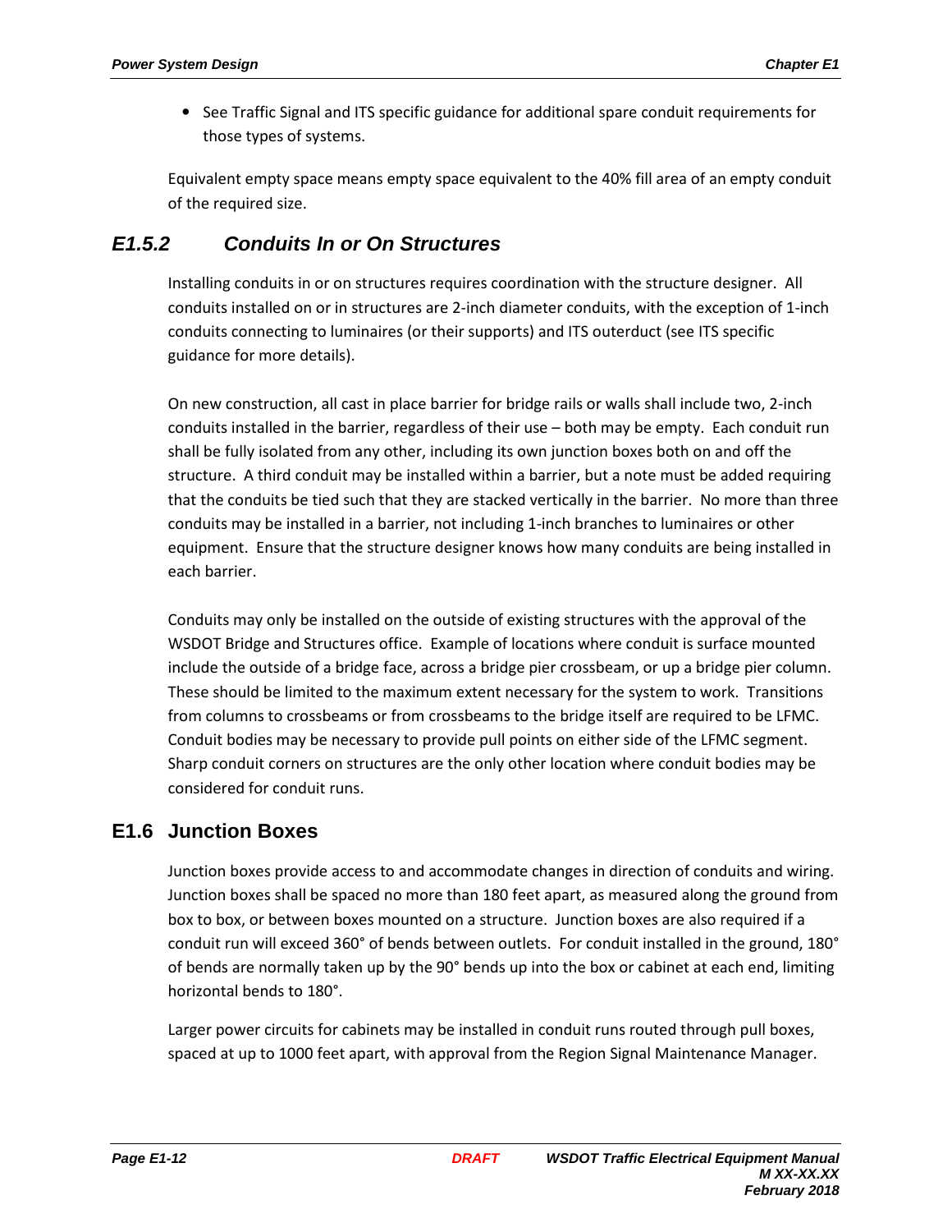- See Traffic Signal and ITS specific guidance for additional spare conduit requirements for those types of systems.

Equivalent empty space means empty space equivalent to the 40% fill area of an empty conduit of the required size.

### *E1.5.2 Conduits In or On Structures*

Installing conduits in or on structures requires coordination with the structure designer. All conduits installed on or in structures are 2-inch diameter conduits, with the exception of 1-inch conduits connecting to luminaires (or their supports) and ITS outerduct (see ITS specific guidance for more details).

On new construction, all cast in place barrier for bridge rails or walls shall include two, 2-inch conduits installed in the barrier, regardless of their use – both may be empty. Each conduit run shall be fully isolated from any other, including its own junction boxes both on and off the structure. A third conduit may be installed within a barrier, but a note must be added requiring that the conduits be tied such that they are stacked vertically in the barrier. No more than three conduits may be installed in a barrier, not including 1-inch branches to luminaires or other equipment. Ensure that the structure designer knows how many conduits are being installed in each barrier.

Conduits may only be installed on the outside of existing structures with the approval of the WSDOT Bridge and Structures office. Example of locations where conduit is surface mounted include the outside of a bridge face, across a bridge pier crossbeam, or up a bridge pier column. These should be limited to the maximum extent necessary for the system to work. Transitions from columns to crossbeams or from crossbeams to the bridge itself are required to be LFMC. Conduit bodies may be necessary to provide pull points on either side of the LFMC segment. Sharp conduit corners on structures are the only other location where conduit bodies may be considered for conduit runs.

## E1.6 Junction Boxes

Junction boxes provide access to and accommodate changes in direction of conduits and wiring. Junction boxes shall be spaced no more than 180 feet apart, as measured along the ground from box to box, or between boxes mounted on a structure. Junction boxes are also required if a conduit run will exceed 360° of bends between outlets. For conduit installed in the ground, 180° of bends are normally taken up by the 90° bends up into the box or cabinet at each end, limiting horizontal bends to 180°.

Larger power circuits for cabinets may be installed in conduit runs routed through pull boxes, spaced at up to 1000 feet apart, with approval from the Region Signal Maintenance Manager.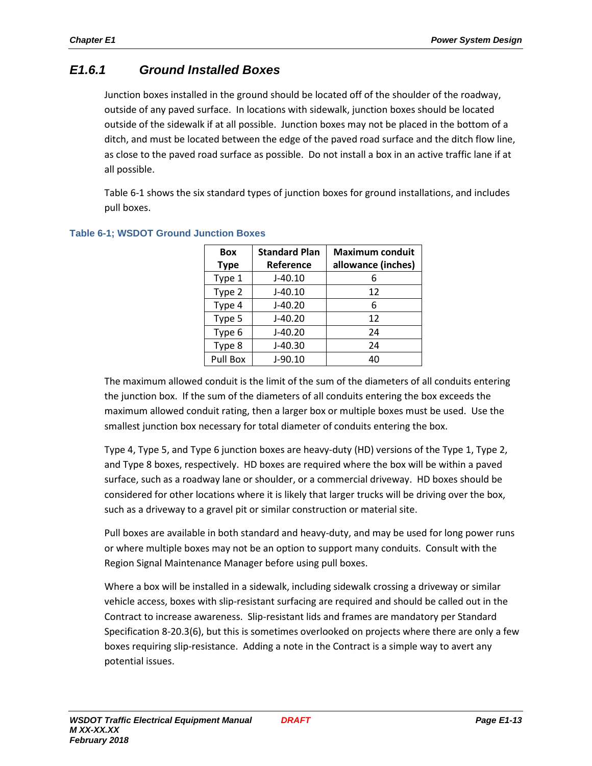### *E1.6.1 Ground Installed Boxes*

Junction boxes installed in the ground should be located off of the shoulder of the roadway, outside of any paved surface. In locations with sidewalk, junction boxes should be located outside of the sidewalk if at all possible. Junction boxes may not be placed in the bottom of a ditch, and must be located between the edge of the paved road surface and the ditch flow line, as close to the paved road surface as possible. Do not install a box in an active traffic lane if at all possible.

Table 6-1 shows the six standard types of junction boxes for ground installations, and includes pull boxes.

**Table 6-1; WSDOT Ground Junction Boxes**

| Box Type | Standard Plan Reference | Maximum conduit allowance (inches) |
|---|---|---|
| Type 1 | J-40.10 | 6 |
| Type 2 | J-40.10 | 12 |
| Type 4 | J-40.20 | 6 |
| Type 5 | J-40.20 | 12 |
| Type 6 | J-40.20 | 24 |
| Type 8 | J-40.30 | 24 |
| Pull Box | J-90.10 | 40 |

The maximum allowed conduit is the limit of the sum of the diameters of all conduits entering the junction box. If the sum of the diameters of all conduits entering the box exceeds the maximum allowed conduit rating, then a larger box or multiple boxes must be used. Use the smallest junction box necessary for total diameter of conduits entering the box.

Type 4, Type 5, and Type 6 junction boxes are heavy-duty (HD) versions of the Type 1, Type 2, and Type 8 boxes, respectively. HD boxes are required where the box will be within a paved surface, such as a roadway lane or shoulder, or a commercial driveway. HD boxes should be considered for other locations where it is likely that larger trucks will be driving over the box, such as a driveway to a gravel pit or similar construction or material site.

Pull boxes are available in both standard and heavy-duty, and may be used for long power runs or where multiple boxes may not be an option to support many conduits. Consult with the Region Signal Maintenance Manager before using pull boxes.

Where a box will be installed in a sidewalk, including sidewalk crossing a driveway or similar vehicle access, boxes with slip-resistant surfacing are required and should be called out in the Contract to increase awareness. Slip-resistant lids and frames are mandatory per Standard Specification 8-20.3(6), but this is sometimes overlooked on projects where there are only a few boxes requiring slip-resistance. Adding a note in the Contract is a simple way to avert any potential issues.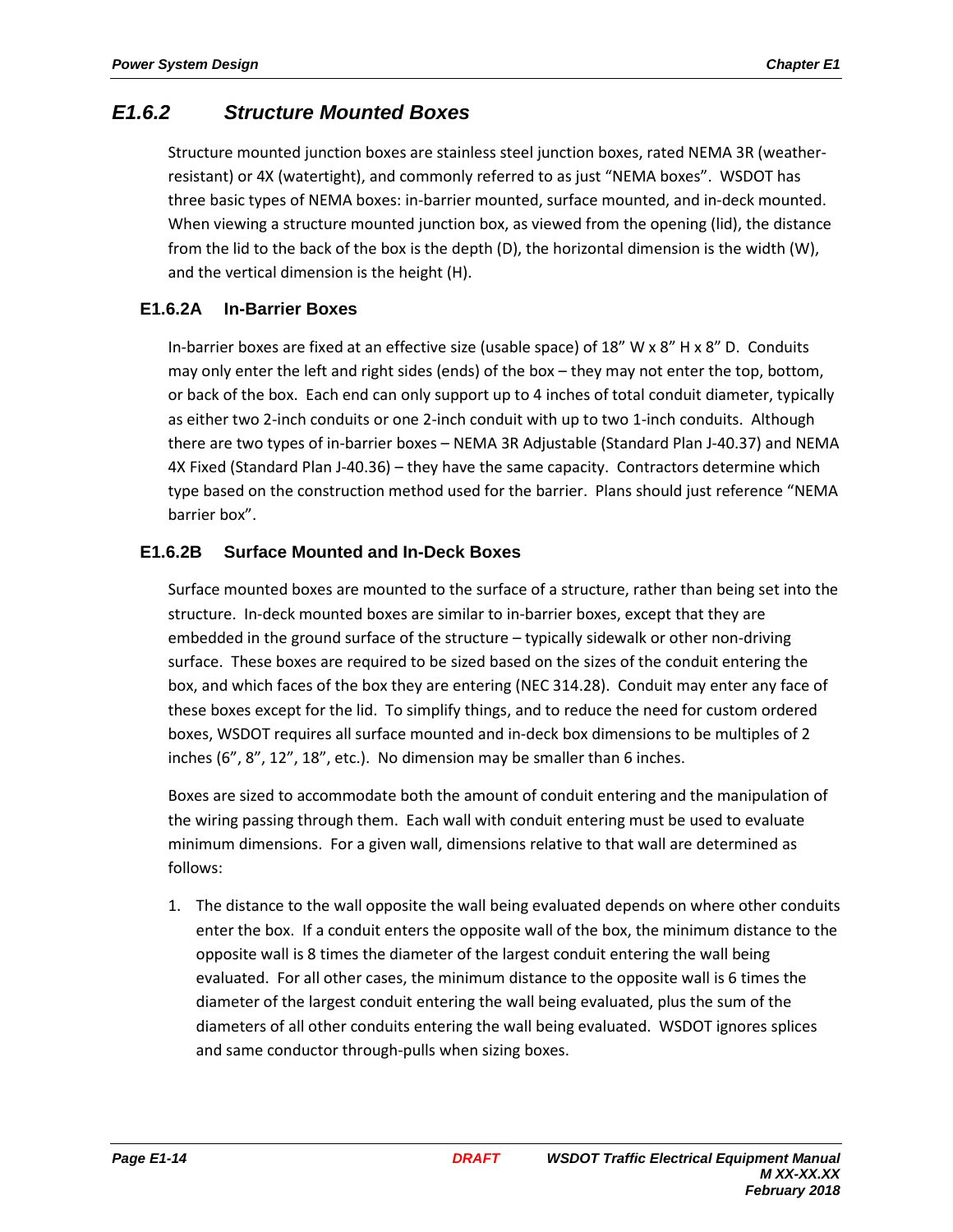## *E1.6.2 Structure Mounted Boxes*

Structure mounted junction boxes are stainless steel junction boxes, rated NEMA 3R (weather-resistant) or 4X (watertight), and commonly referred to as just "NEMA boxes". WSDOT has three basic types of NEMA boxes: in-barrier mounted, surface mounted, and in-deck mounted. When viewing a structure mounted junction box, as viewed from the opening (lid), the distance from the lid to the back of the box is the depth (D), the horizontal dimension is the width (W), and the vertical dimension is the height (H).

### E1.6.2A In-Barrier Boxes

In-barrier boxes are fixed at an effective size (usable space) of 18" W x 8" H x 8" D. Conduits may only enter the left and right sides (ends) of the box – they may not enter the top, bottom, or back of the box. Each end can only support up to 4 inches of total conduit diameter, typically as either two 2-inch conduits or one 2-inch conduit with up to two 1-inch conduits. Although there are two types of in-barrier boxes – NEMA 3R Adjustable (Standard Plan J-40.37) and NEMA 4X Fixed (Standard Plan J-40.36) – they have the same capacity. Contractors determine which type based on the construction method used for the barrier. Plans should just reference "NEMA barrier box".

### E1.6.2B Surface Mounted and In-Deck Boxes

Surface mounted boxes are mounted to the surface of a structure, rather than being set into the structure. In-deck mounted boxes are similar to in-barrier boxes, except that they are embedded in the ground surface of the structure – typically sidewalk or other non-driving surface. These boxes are required to be sized based on the sizes of the conduit entering the box, and which faces of the box they are entering (NEC 314.28). Conduit may enter any face of these boxes except for the lid. To simplify things, and to reduce the need for custom ordered boxes, WSDOT requires all surface mounted and in-deck box dimensions to be multiples of 2 inches (6", 8", 12", 18", etc.). No dimension may be smaller than 6 inches.

Boxes are sized to accommodate both the amount of conduit entering and the manipulation of the wiring passing through them. Each wall with conduit entering must be used to evaluate minimum dimensions. For a given wall, dimensions relative to that wall are determined as follows:

1. The distance to the wall opposite the wall being evaluated depends on where other conduits enter the box. If a conduit enters the opposite wall of the box, the minimum distance to the opposite wall is 8 times the diameter of the largest conduit entering the wall being evaluated. For all other cases, the minimum distance to the opposite wall is 6 times the diameter of the largest conduit entering the wall being evaluated, plus the sum of the diameters of all other conduits entering the wall being evaluated. WSDOT ignores splices and same conductor through-pulls when sizing boxes.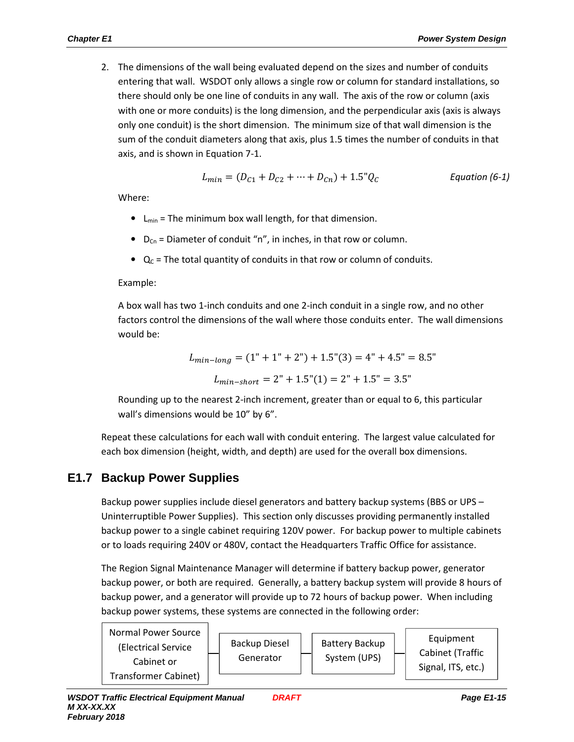2. The dimensions of the wall being evaluated depend on the sizes and number of conduits entering that wall. WSDOT only allows a single row or column for standard installations, so there should only be one line of conduits in any wall. The axis of the row or column (axis with one or more conduits) is the long dimension, and the perpendicular axis (axis is always only one conduit) is the short dimension. The minimum size of that wall dimension is the sum of the conduit diameters along that axis, plus 1.5 times the number of conduits in that axis, and is shown in Equation 7-1.

$$L_{min} = (D_{C1} + D_{C2} + \cdots + D_{Cn}) + 1.5"Q_C \qquad \textit{Equation (6-1)}$$

Where:

- $L_{min}$ = The minimum box wall length, for that dimension.
- $D_{Cn}$ = Diameter of conduit "n", in inches, in that row or column.
- $Q_C$ = The total quantity of conduits in that row or column of conduits.

Example:

A box wall has two 1-inch conduits and one 2-inch conduit in a single row, and no other factors control the dimensions of the wall where those conduits enter. The wall dimensions would be:

$$L_{min-long} = (1" + 1" + 2") + 1.5"(3) = 4" + 4.5" = 8.5"$$

$$L_{min-short} = 2" + 1.5"(1) = 2" + 1.5" = 3.5"$$

Rounding up to the nearest 2-inch increment, greater than or equal to 6, this particular wall's dimensions would be 10" by 6".

Repeat these calculations for each wall with conduit entering. The largest value calculated for each box dimension (height, width, and depth) are used for the overall box dimensions.

## E1.7 Backup Power Supplies

Backup power supplies include diesel generators and battery backup systems (BBS or UPS – Uninterruptible Power Supplies). This section only discusses providing permanently installed backup power to a single cabinet requiring 120V power. For backup power to multiple cabinets or to loads requiring 240V or 480V, contact the Headquarters Traffic Office for assistance.

The Region Signal Maintenance Manager will determine if battery backup power, generator backup power, or both are required. Generally, a battery backup system will provide 8 hours of backup power, and a generator will provide up to 72 hours of backup power. When including backup power systems, these systems are connected in the following order:

Normal Power Source (Electrical Service Cabinet or Transformer Cabinet) — Backup Diesel Generator — Battery Backup System (UPS) — Equipment Cabinet (Traffic Signal, ITS, etc.)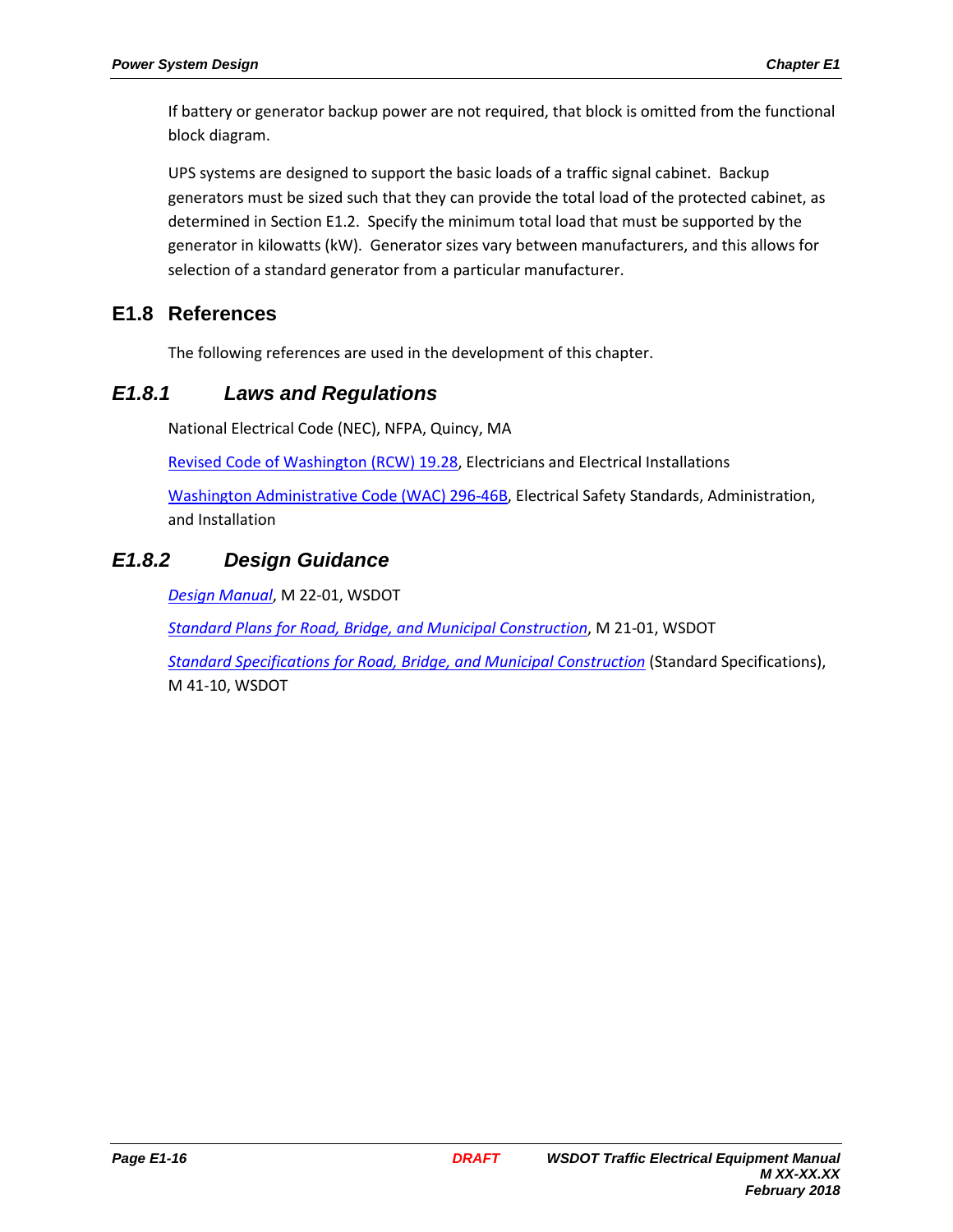If battery or generator backup power are not required, that block is omitted from the functional block diagram.

UPS systems are designed to support the basic loads of a traffic signal cabinet. Backup generators must be sized such that they can provide the total load of the protected cabinet, as determined in Section E1.2. Specify the minimum total load that must be supported by the generator in kilowatts (kW). Generator sizes vary between manufacturers, and this allows for selection of a standard generator from a particular manufacturer.

## E1.8 References

The following references are used in the development of this chapter.

### *E1.8.1 Laws and Regulations*

National Electrical Code (NEC), NFPA, Quincy, MA

Revised Code of Washington (RCW) 19.28, Electricians and Electrical Installations

Washington Administrative Code (WAC) 296-46B, Electrical Safety Standards, Administration, and Installation

### *E1.8.2 Design Guidance*

*Design Manual*, M 22-01, WSDOT

*Standard Plans for Road, Bridge, and Municipal Construction*, M 21-01, WSDOT

*Standard Specifications for Road, Bridge, and Municipal Construction* (Standard Specifications), M 41-10, WSDOT